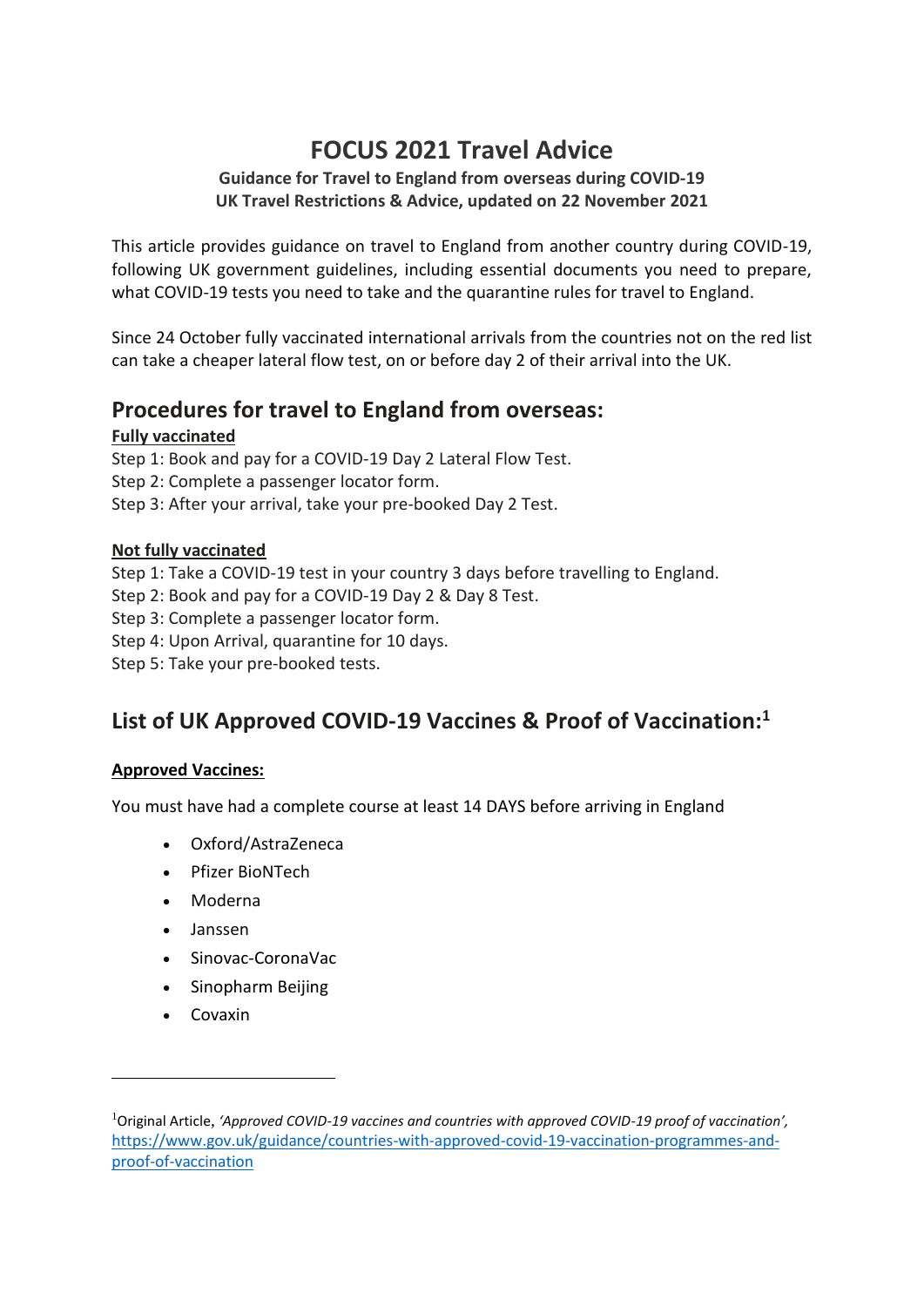# FOCUS 2021 Travel Advice

**Guidance for Travel to England from overseas during COVID-19**
**UK Travel Restrictions & Advice, updated on 22 November 2021**

This article provides guidance on travel to England from another country during COVID-19, following UK government guidelines, including essential documents you need to prepare, what COVID-19 tests you need to take and the quarantine rules for travel to England.

Since 24 October fully vaccinated international arrivals from the countries not on the red list can take a cheaper lateral flow test, on or before day 2 of their arrival into the UK.

## Procedures for travel to England from overseas:

**Fully vaccinated**

Step 1: Book and pay for a COVID-19 Day 2 Lateral Flow Test.
Step 2: Complete a passenger locator form.
Step 3: After your arrival, take your pre-booked Day 2 Test.

**Not fully vaccinated**

Step 1: Take a COVID-19 test in your country 3 days before travelling to England.
Step 2: Book and pay for a COVID-19 Day 2 & Day 8 Test.
Step 3: Complete a passenger locator form.
Step 4: Upon Arrival, quarantine for 10 days.
Step 5: Take your pre-booked tests.

## List of UK Approved COVID-19 Vaccines & Proof of Vaccination:[1]

**Approved Vaccines:**

You must have had a complete course at least 14 DAYS before arriving in England

- Oxford/AstraZeneca
- Pfizer BioNTech
- Moderna
- Janssen
- Sinovac-CoronaVac
- Sinopharm Beijing
- Covaxin

---

[1] Original Article, *'Approved COVID-19 vaccines and countries with approved COVID-19 proof of vaccination',* https://www.gov.uk/guidance/countries-with-approved-covid-19-vaccination-programmes-and-proof-of-vaccination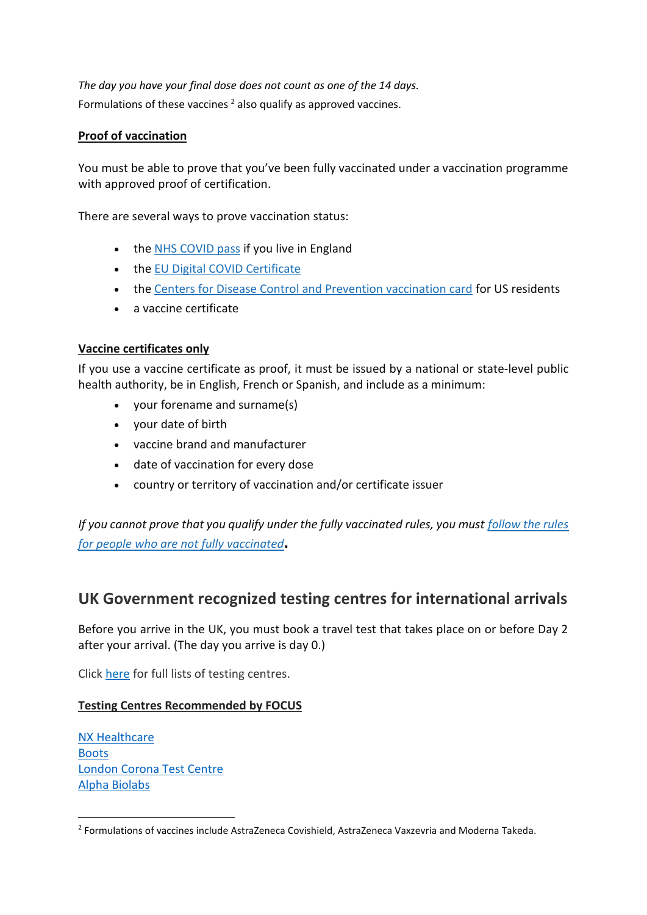*The day you have your final dose does not count as one of the 14 days.*

Formulations of these vaccines [2] also qualify as approved vaccines.

**Proof of vaccination**

You must be able to prove that you've been fully vaccinated under a vaccination programme with approved proof of certification.

There are several ways to prove vaccination status:

- the NHS COVID pass if you live in England
- the EU Digital COVID Certificate
- the Centers for Disease Control and Prevention vaccination card for US residents
- a vaccine certificate

**Vaccine certificates only**

If you use a vaccine certificate as proof, it must be issued by a national or state-level public health authority, be in English, French or Spanish, and include as a minimum:

- your forename and surname(s)
- your date of birth
- vaccine brand and manufacturer
- date of vaccination for every dose
- country or territory of vaccination and/or certificate issuer

*If you cannot prove that you qualify under the fully vaccinated rules, you must follow the rules for people who are not fully vaccinated*.

## UK Government recognized testing centres for international arrivals

Before you arrive in the UK, you must book a travel test that takes place on or before Day 2 after your arrival. (The day you arrive is day 0.)

Click here for full lists of testing centres.

**Testing Centres Recommended by FOCUS**

NX Healthcare
Boots
London Corona Test Centre
Alpha Biolabs

---

[2] Formulations of vaccines include AstraZeneca Covishield, AstraZeneca Vaxzevria and Moderna Takeda.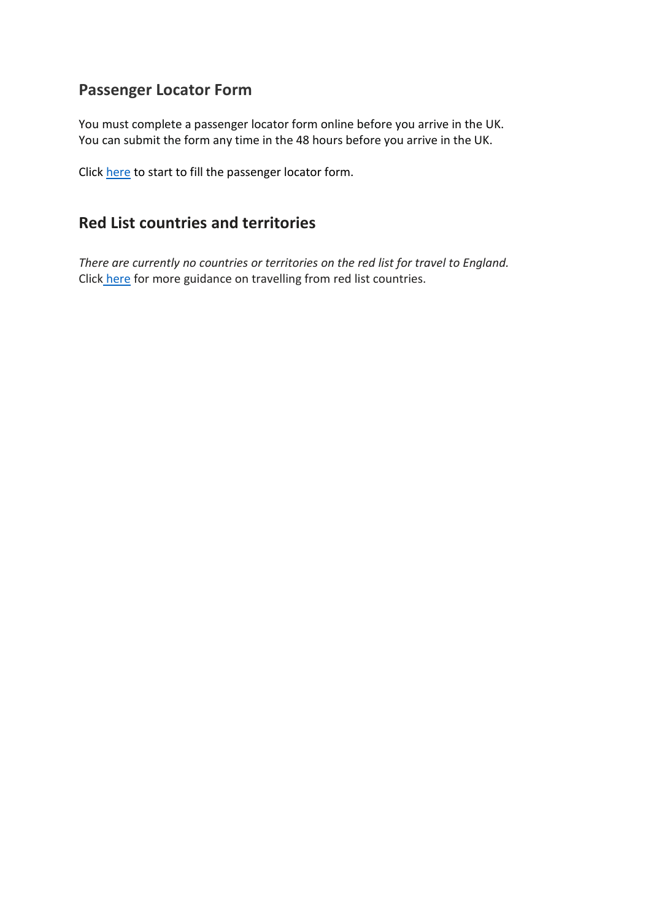## Passenger Locator Form

You must complete a passenger locator form online before you arrive in the UK. You can submit the form any time in the 48 hours before you arrive in the UK.

Click here to start to fill the passenger locator form.

## Red List countries and territories

*There are currently no countries or territories on the red list for travel to England.*
Click here for more guidance on travelling from red list countries.